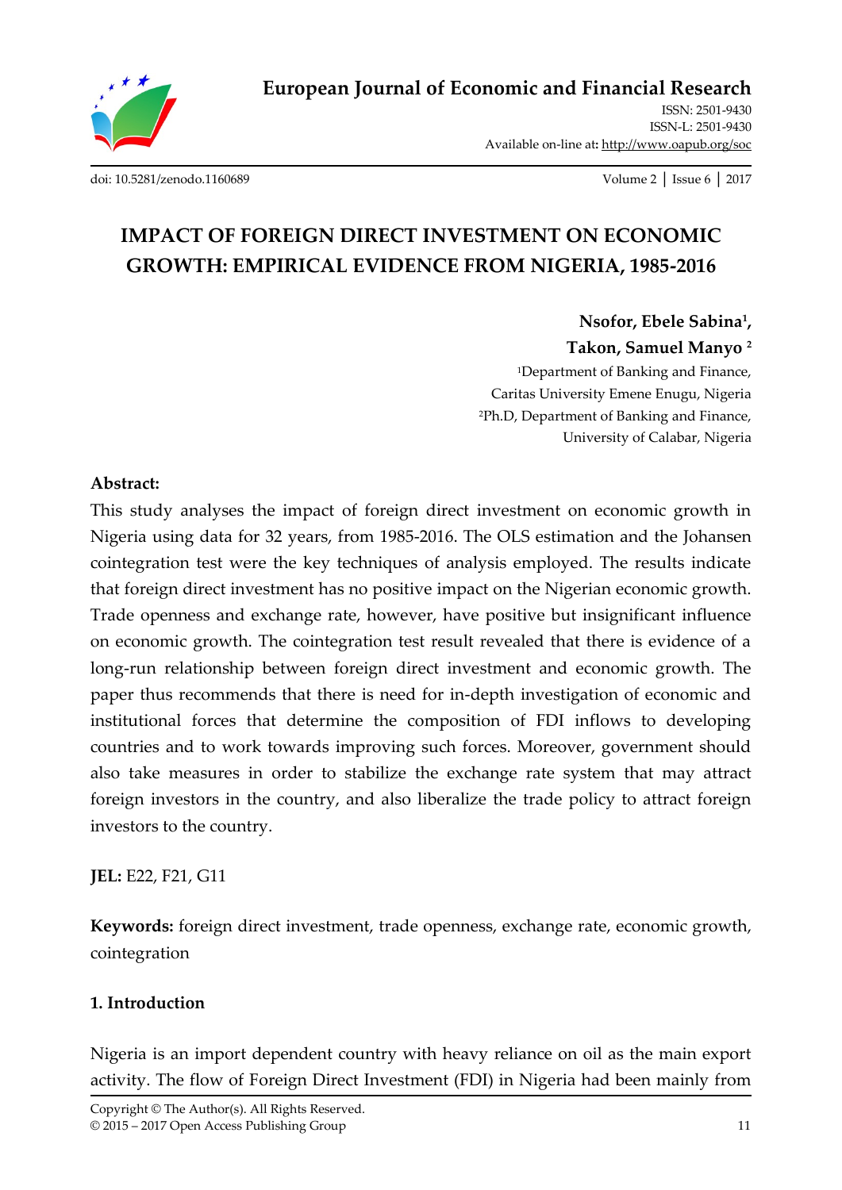# IMPACT OF FOREIGN DIRECT INVESTMENT ON ECONOMIC GROWTH: EMPIRICAL EVIDENCE FROM NIGERIA, 1985-2016

**Nsofor, Ebele Sabina[1],**
**Takon, Samuel Manyo[2]**

[1]Department of Banking and Finance,
Caritas University Emene Enugu, Nigeria
[2]Ph.D, Department of Banking and Finance,
University of Calabar, Nigeria

**Abstract:**

This study analyses the impact of foreign direct investment on economic growth in Nigeria using data for 32 years, from 1985-2016. The OLS estimation and the Johansen cointegration test were the key techniques of analysis employed. The results indicate that foreign direct investment has no positive impact on the Nigerian economic growth. Trade openness and exchange rate, however, have positive but insignificant influence on economic growth. The cointegration test result revealed that there is evidence of a long-run relationship between foreign direct investment and economic growth. The paper thus recommends that there is need for in-depth investigation of economic and institutional forces that determine the composition of FDI inflows to developing countries and to work towards improving such forces. Moreover, government should also take measures in order to stabilize the exchange rate system that may attract foreign investors in the country, and also liberalize the trade policy to attract foreign investors to the country.

**JEL:** E22, F21, G11

**Keywords:** foreign direct investment, trade openness, exchange rate, economic growth, cointegration

## 1. Introduction

Nigeria is an import dependent country with heavy reliance on oil as the main export activity. The flow of Foreign Direct Investment (FDI) in Nigeria had been mainly from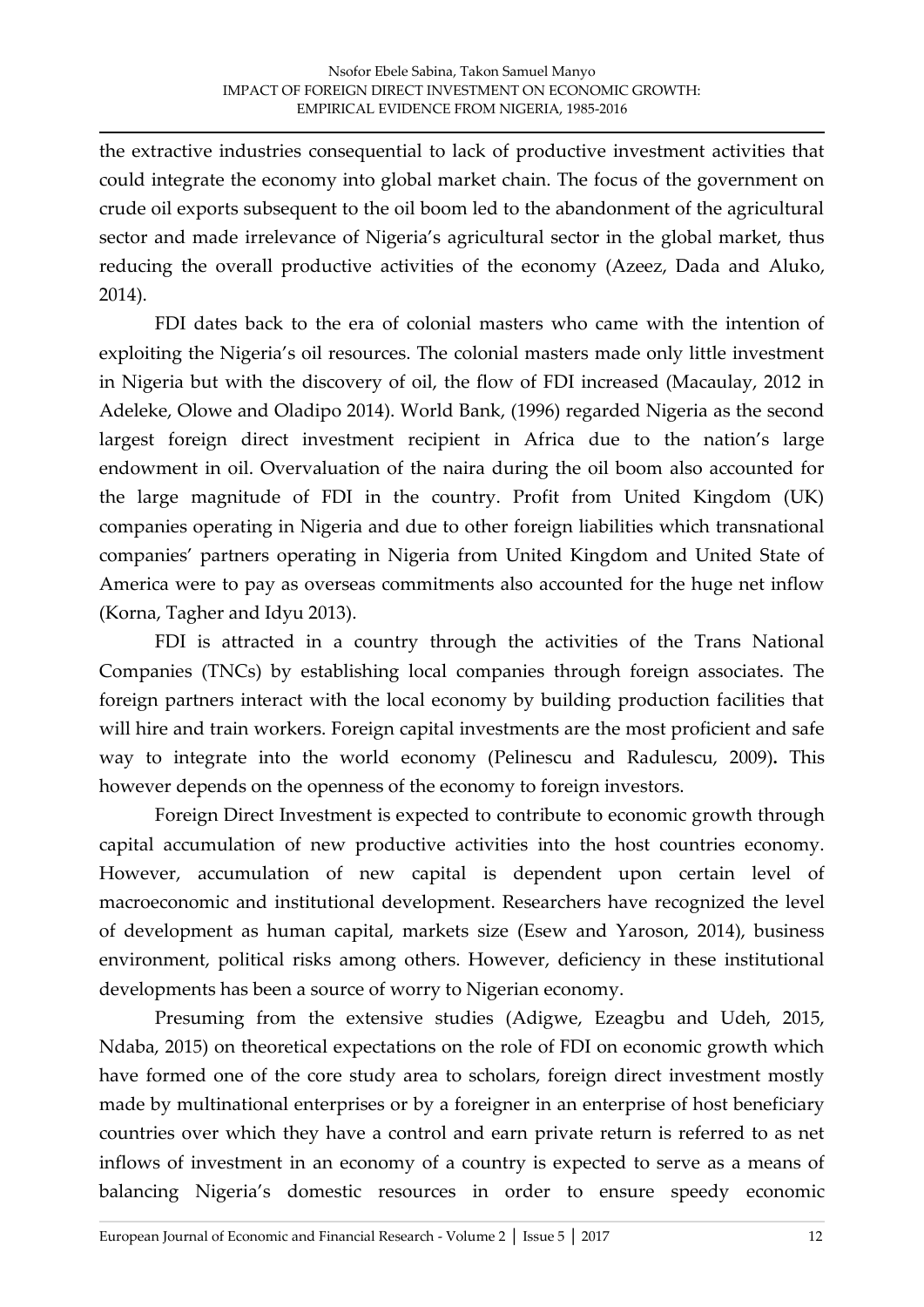the extractive industries consequential to lack of productive investment activities that could integrate the economy into global market chain. The focus of the government on crude oil exports subsequent to the oil boom led to the abandonment of the agricultural sector and made irrelevance of Nigeria's agricultural sector in the global market, thus reducing the overall productive activities of the economy (Azeez, Dada and Aluko, 2014).

FDI dates back to the era of colonial masters who came with the intention of exploiting the Nigeria's oil resources. The colonial masters made only little investment in Nigeria but with the discovery of oil, the flow of FDI increased (Macaulay, 2012 in Adeleke, Olowe and Oladipo 2014). World Bank, (1996) regarded Nigeria as the second largest foreign direct investment recipient in Africa due to the nation's large endowment in oil. Overvaluation of the naira during the oil boom also accounted for the large magnitude of FDI in the country. Profit from United Kingdom (UK) companies operating in Nigeria and due to other foreign liabilities which transnational companies' partners operating in Nigeria from United Kingdom and United State of America were to pay as overseas commitments also accounted for the huge net inflow (Korna, Tagher and Idyu 2013).

FDI is attracted in a country through the activities of the Trans National Companies (TNCs) by establishing local companies through foreign associates. The foreign partners interact with the local economy by building production facilities that will hire and train workers. Foreign capital investments are the most proficient and safe way to integrate into the world economy (Pelinescu and Radulescu, 2009)**.** This however depends on the openness of the economy to foreign investors.

Foreign Direct Investment is expected to contribute to economic growth through capital accumulation of new productive activities into the host countries economy. However, accumulation of new capital is dependent upon certain level of macroeconomic and institutional development. Researchers have recognized the level of development as human capital, markets size (Esew and Yaroson, 2014), business environment, political risks among others. However, deficiency in these institutional developments has been a source of worry to Nigerian economy.

Presuming from the extensive studies (Adigwe, Ezeagbu and Udeh, 2015, Ndaba, 2015) on theoretical expectations on the role of FDI on economic growth which have formed one of the core study area to scholars, foreign direct investment mostly made by multinational enterprises or by a foreigner in an enterprise of host beneficiary countries over which they have a control and earn private return is referred to as net inflows of investment in an economy of a country is expected to serve as a means of balancing Nigeria's domestic resources in order to ensure speedy economic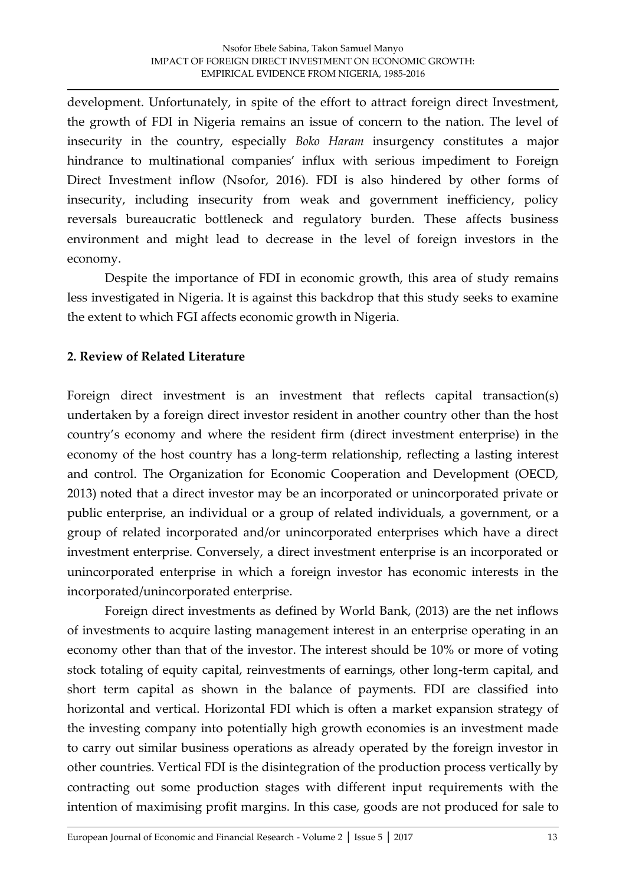development. Unfortunately, in spite of the effort to attract foreign direct Investment, the growth of FDI in Nigeria remains an issue of concern to the nation. The level of insecurity in the country, especially *Boko Haram* insurgency constitutes a major hindrance to multinational companies' influx with serious impediment to Foreign Direct Investment inflow (Nsofor, 2016). FDI is also hindered by other forms of insecurity, including insecurity from weak and government inefficiency, policy reversals bureaucratic bottleneck and regulatory burden. These affects business environment and might lead to decrease in the level of foreign investors in the economy.

Despite the importance of FDI in economic growth, this area of study remains less investigated in Nigeria. It is against this backdrop that this study seeks to examine the extent to which FGI affects economic growth in Nigeria.

## 2. Review of Related Literature

Foreign direct investment is an investment that reflects capital transaction(s) undertaken by a foreign direct investor resident in another country other than the host country's economy and where the resident firm (direct investment enterprise) in the economy of the host country has a long-term relationship, reflecting a lasting interest and control. The Organization for Economic Cooperation and Development (OECD, 2013) noted that a direct investor may be an incorporated or unincorporated private or public enterprise, an individual or a group of related individuals, a government, or a group of related incorporated and/or unincorporated enterprises which have a direct investment enterprise. Conversely, a direct investment enterprise is an incorporated or unincorporated enterprise in which a foreign investor has economic interests in the incorporated/unincorporated enterprise.

Foreign direct investments as defined by World Bank, (2013) are the net inflows of investments to acquire lasting management interest in an enterprise operating in an economy other than that of the investor. The interest should be 10% or more of voting stock totaling of equity capital, reinvestments of earnings, other long-term capital, and short term capital as shown in the balance of payments. FDI are classified into horizontal and vertical. Horizontal FDI which is often a market expansion strategy of the investing company into potentially high growth economies is an investment made to carry out similar business operations as already operated by the foreign investor in other countries. Vertical FDI is the disintegration of the production process vertically by contracting out some production stages with different input requirements with the intention of maximising profit margins. In this case, goods are not produced for sale to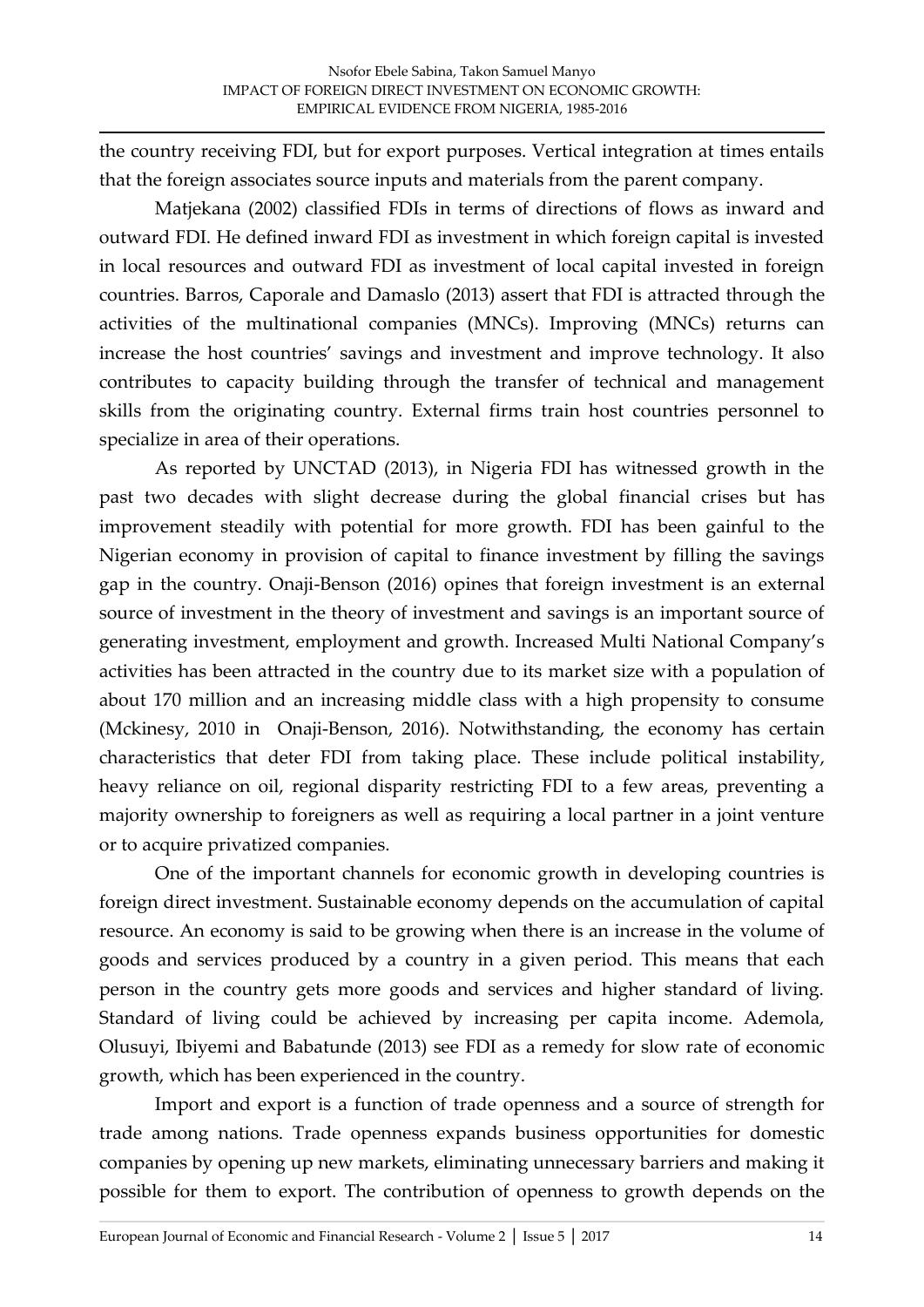the country receiving FDI, but for export purposes. Vertical integration at times entails that the foreign associates source inputs and materials from the parent company.

Matjekana (2002) classified FDIs in terms of directions of flows as inward and outward FDI. He defined inward FDI as investment in which foreign capital is invested in local resources and outward FDI as investment of local capital invested in foreign countries. Barros, Caporale and Damaslo (2013) assert that FDI is attracted through the activities of the multinational companies (MNCs). Improving (MNCs) returns can increase the host countries' savings and investment and improve technology. It also contributes to capacity building through the transfer of technical and management skills from the originating country. External firms train host countries personnel to specialize in area of their operations.

As reported by UNCTAD (2013), in Nigeria FDI has witnessed growth in the past two decades with slight decrease during the global financial crises but has improvement steadily with potential for more growth. FDI has been gainful to the Nigerian economy in provision of capital to finance investment by filling the savings gap in the country. Onaji-Benson (2016) opines that foreign investment is an external source of investment in the theory of investment and savings is an important source of generating investment, employment and growth. Increased Multi National Company's activities has been attracted in the country due to its market size with a population of about 170 million and an increasing middle class with a high propensity to consume (Mckinesy, 2010 in Onaji-Benson, 2016). Notwithstanding, the economy has certain characteristics that deter FDI from taking place. These include political instability, heavy reliance on oil, regional disparity restricting FDI to a few areas, preventing a majority ownership to foreigners as well as requiring a local partner in a joint venture or to acquire privatized companies.

One of the important channels for economic growth in developing countries is foreign direct investment. Sustainable economy depends on the accumulation of capital resource. An economy is said to be growing when there is an increase in the volume of goods and services produced by a country in a given period. This means that each person in the country gets more goods and services and higher standard of living. Standard of living could be achieved by increasing per capita income. Ademola, Olusuyi, Ibiyemi and Babatunde (2013) see FDI as a remedy for slow rate of economic growth, which has been experienced in the country.

Import and export is a function of trade openness and a source of strength for trade among nations. Trade openness expands business opportunities for domestic companies by opening up new markets, eliminating unnecessary barriers and making it possible for them to export. The contribution of openness to growth depends on the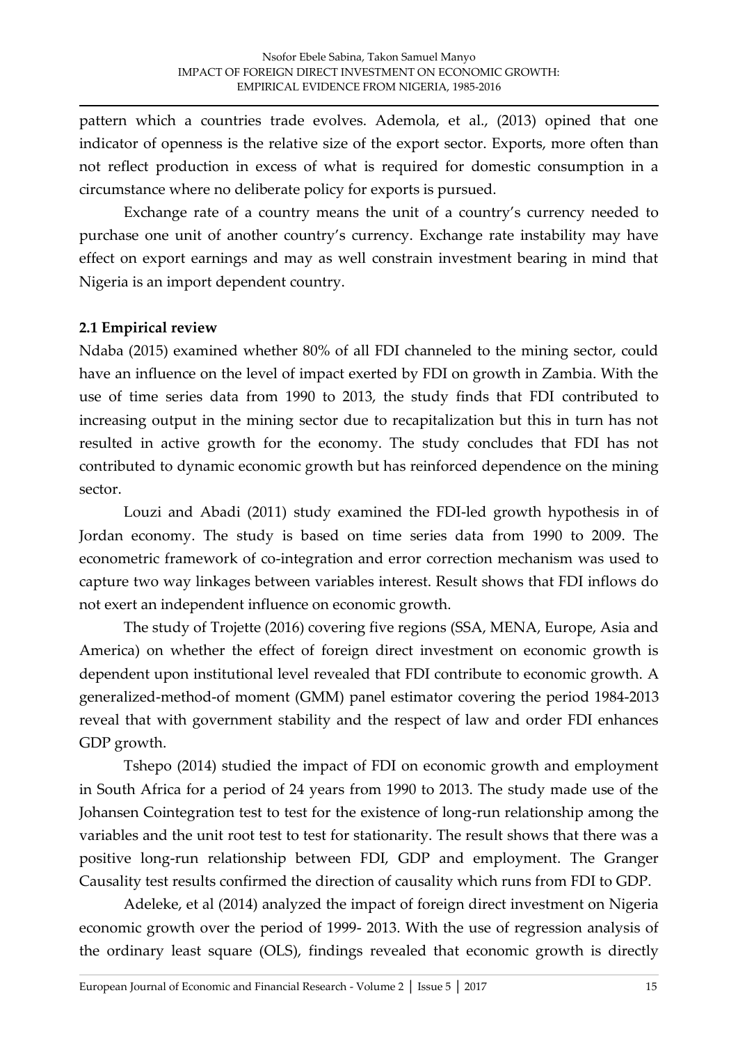pattern which a countries trade evolves. Ademola, et al., (2013) opined that one indicator of openness is the relative size of the export sector. Exports, more often than not reflect production in excess of what is required for domestic consumption in a circumstance where no deliberate policy for exports is pursued.

Exchange rate of a country means the unit of a country's currency needed to purchase one unit of another country's currency. Exchange rate instability may have effect on export earnings and may as well constrain investment bearing in mind that Nigeria is an import dependent country.

### 2.1 Empirical review

Ndaba (2015) examined whether 80% of all FDI channeled to the mining sector, could have an influence on the level of impact exerted by FDI on growth in Zambia. With the use of time series data from 1990 to 2013, the study finds that FDI contributed to increasing output in the mining sector due to recapitalization but this in turn has not resulted in active growth for the economy. The study concludes that FDI has not contributed to dynamic economic growth but has reinforced dependence on the mining sector.

Louzi and Abadi (2011) study examined the FDI-led growth hypothesis in of Jordan economy. The study is based on time series data from 1990 to 2009. The econometric framework of co-integration and error correction mechanism was used to capture two way linkages between variables interest. Result shows that FDI inflows do not exert an independent influence on economic growth.

The study of Trojette (2016) covering five regions (SSA, MENA, Europe, Asia and America) on whether the effect of foreign direct investment on economic growth is dependent upon institutional level revealed that FDI contribute to economic growth. A generalized-method-of moment (GMM) panel estimator covering the period 1984-2013 reveal that with government stability and the respect of law and order FDI enhances GDP growth.

Tshepo (2014) studied the impact of FDI on economic growth and employment in South Africa for a period of 24 years from 1990 to 2013. The study made use of the Johansen Cointegration test to test for the existence of long-run relationship among the variables and the unit root test to test for stationarity. The result shows that there was a positive long-run relationship between FDI, GDP and employment. The Granger Causality test results confirmed the direction of causality which runs from FDI to GDP.

Adeleke, et al (2014) analyzed the impact of foreign direct investment on Nigeria economic growth over the period of 1999- 2013. With the use of regression analysis of the ordinary least square (OLS), findings revealed that economic growth is directly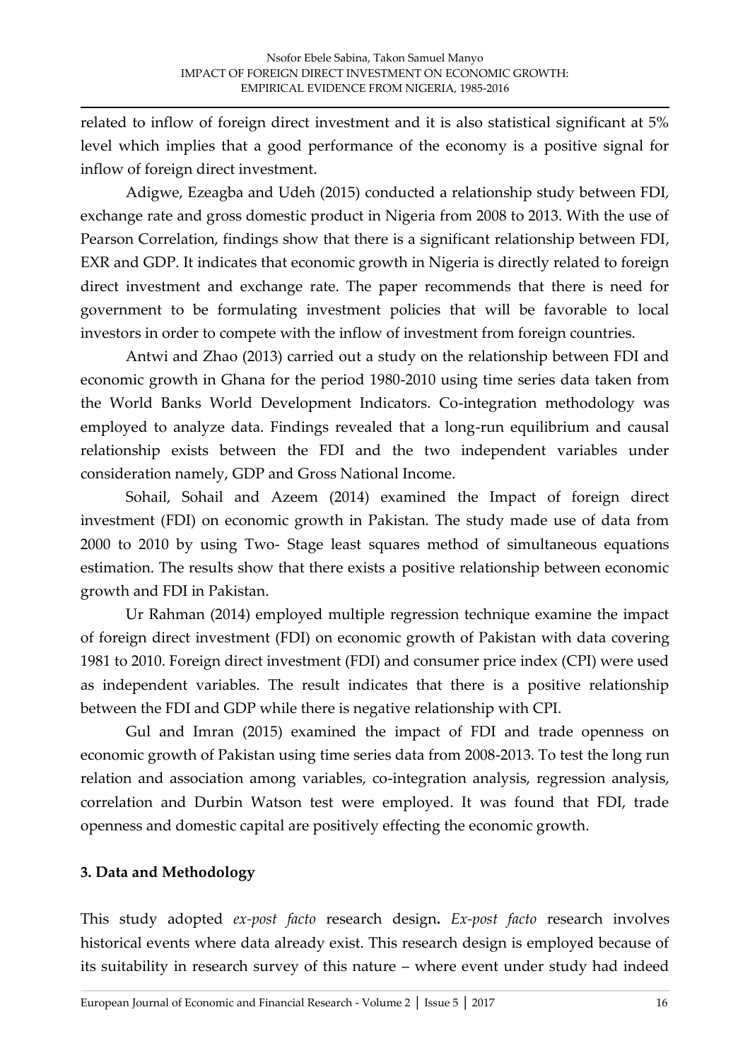related to inflow of foreign direct investment and it is also statistical significant at 5% level which implies that a good performance of the economy is a positive signal for inflow of foreign direct investment.

Adigwe, Ezeagba and Udeh (2015) conducted a relationship study between FDI, exchange rate and gross domestic product in Nigeria from 2008 to 2013. With the use of Pearson Correlation, findings show that there is a significant relationship between FDI, EXR and GDP. It indicates that economic growth in Nigeria is directly related to foreign direct investment and exchange rate. The paper recommends that there is need for government to be formulating investment policies that will be favorable to local investors in order to compete with the inflow of investment from foreign countries.

Antwi and Zhao (2013) carried out a study on the relationship between FDI and economic growth in Ghana for the period 1980-2010 using time series data taken from the World Banks World Development Indicators. Co-integration methodology was employed to analyze data. Findings revealed that a long-run equilibrium and causal relationship exists between the FDI and the two independent variables under consideration namely, GDP and Gross National Income.

Sohail, Sohail and Azeem (2014) examined the Impact of foreign direct investment (FDI) on economic growth in Pakistan. The study made use of data from 2000 to 2010 by using Two- Stage least squares method of simultaneous equations estimation. The results show that there exists a positive relationship between economic growth and FDI in Pakistan.

Ur Rahman (2014) employed multiple regression technique examine the impact of foreign direct investment (FDI) on economic growth of Pakistan with data covering 1981 to 2010. Foreign direct investment (FDI) and consumer price index (CPI) were used as independent variables. The result indicates that there is a positive relationship between the FDI and GDP while there is negative relationship with CPI.

Gul and Imran (2015) examined the impact of FDI and trade openness on economic growth of Pakistan using time series data from 2008-2013. To test the long run relation and association among variables, co-integration analysis, regression analysis, correlation and Durbin Watson test were employed. It was found that FDI, trade openness and domestic capital are positively effecting the economic growth.

## 3. Data and Methodology

This study adopted *ex-post facto* research design**.** *Ex-post facto* research involves historical events where data already exist. This research design is employed because of its suitability in research survey of this nature – where event under study had indeed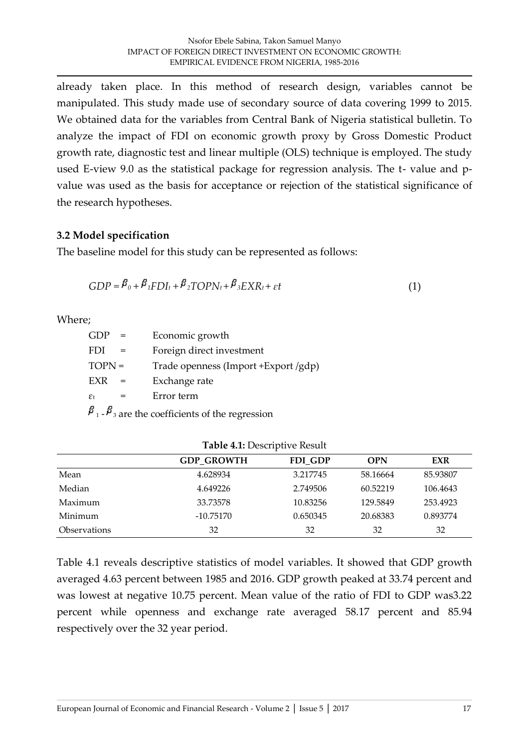already taken place. In this method of research design, variables cannot be manipulated. This study made use of secondary source of data covering 1999 to 2015. We obtained data for the variables from Central Bank of Nigeria statistical bulletin. To analyze the impact of FDI on economic growth proxy by Gross Domestic Product growth rate, diagnostic test and linear multiple (OLS) technique is employed. The study used E-view 9.0 as the statistical package for regression analysis. The t- value and p-value was used as the basis for acceptance or rejection of the statistical significance of the research hypotheses.

### 3.2 Model specification

The baseline model for this study can be represented as follows:

$$GDP = \beta_0 + \beta_1 FDI_t + \beta_2 TOPN_t + \beta_3 EXR_t + \varepsilon t \qquad (1)$$

Where;

- GDP = Economic growth
- FDI = Foreign direct investment
- TOPN = Trade openness (Import +Export /gdp)
- EXR = Exchange rate
- $\varepsilon_t$ = Error term

$\beta_1$ - $\beta_3$ are the coefficients of the regression

**Table 4.1:** Descriptive Result

| | GDP_GROWTH | FDI_GDP | OPN | EXR |
|---|---|---|---|---|
| Mean | 4.628934 | 3.217745 | 58.16664 | 85.93807 |
| Median | 4.649226 | 2.749506 | 60.52219 | 106.4643 |
| Maximum | 33.73578 | 10.83256 | 129.5849 | 253.4923 |
| Minimum | -10.75170 | 0.650345 | 20.68383 | 0.893774 |
| Observations | 32 | 32 | 32 | 32 |

Table 4.1 reveals descriptive statistics of model variables. It showed that GDP growth averaged 4.63 percent between 1985 and 2016. GDP growth peaked at 33.74 percent and was lowest at negative 10.75 percent. Mean value of the ratio of FDI to GDP was3.22 percent while openness and exchange rate averaged 58.17 percent and 85.94 respectively over the 32 year period.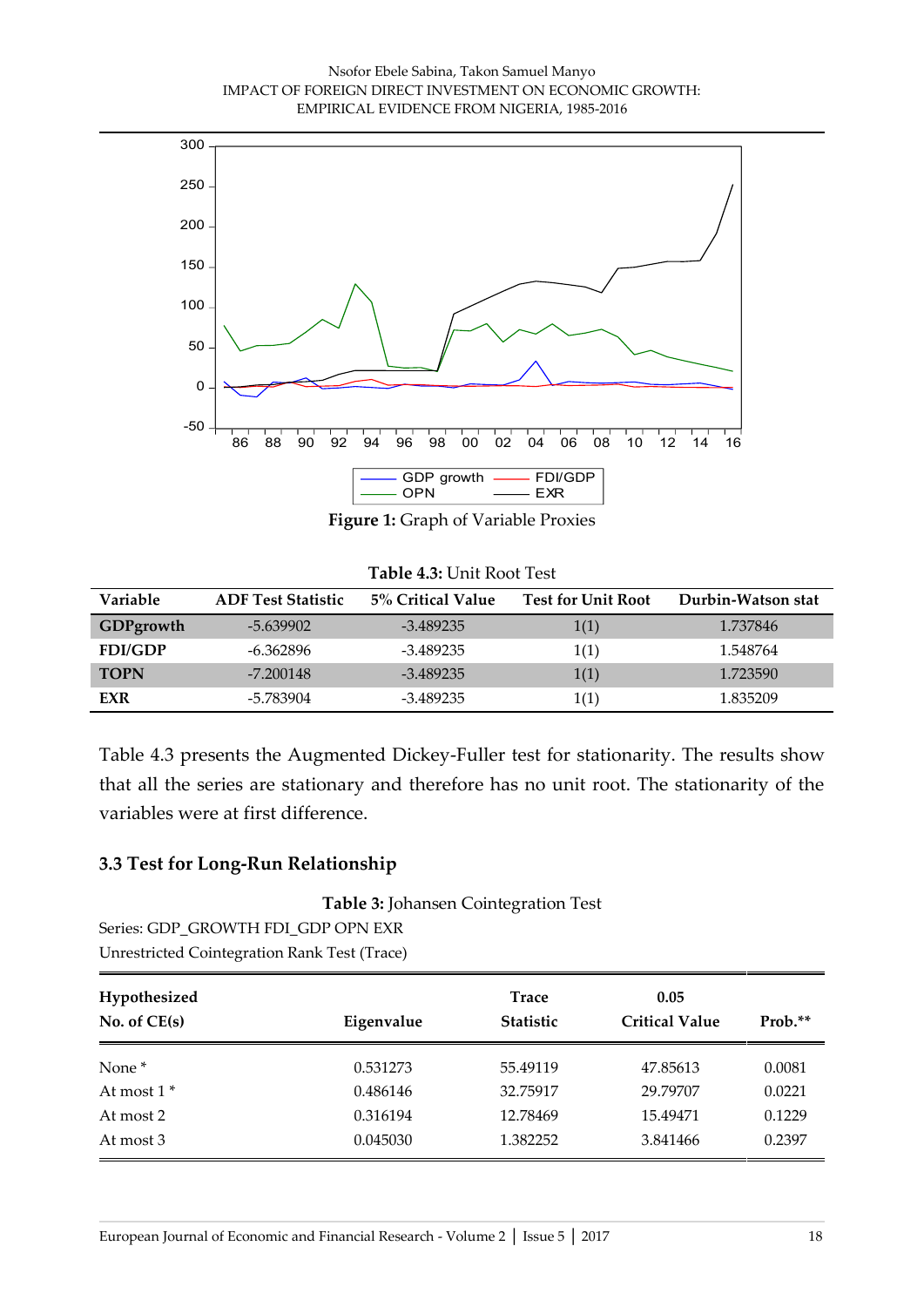**Figure 1:** Graph of Variable Proxies

**Table 4.3:** Unit Root Test

| Variable | ADF Test Statistic | 5% Critical Value | Test for Unit Root | Durbin-Watson stat |
|---|---|---|---|---|
| **GDPgrowth** | -5.639902 | -3.489235 | 1(1) | 1.737846 |
| **FDI/GDP** | -6.362896 | -3.489235 | 1(1) | 1.548764 |
| **TOPN** | -7.200148 | -3.489235 | 1(1) | 1.723590 |
| **EXR** | -5.783904 | -3.489235 | 1(1) | 1.835209 |

Table 4.3 presents the Augmented Dickey-Fuller test for stationarity. The results show that all the series are stationary and therefore has no unit root. The stationarity of the variables were at first difference.

### 3.3 Test for Long-Run Relationship

**Table 3:** Johansen Cointegration Test

Series: GDP_GROWTH FDI_GDP OPN EXR

Unrestricted Cointegration Rank Test (Trace)

| Hypothesized No. of CE(s) | Eigenvalue | Trace Statistic | 0.05 Critical Value | Prob.** |
|---|---|---|---|---|
| None * | 0.531273 | 55.49119 | 47.85613 | 0.0081 |
| At most 1 * | 0.486146 | 32.75917 | 29.79707 | 0.0221 |
| At most 2 | 0.316194 | 12.78469 | 15.49471 | 0.1229 |
| At most 3 | 0.045030 | 1.382252 | 3.841466 | 0.2397 |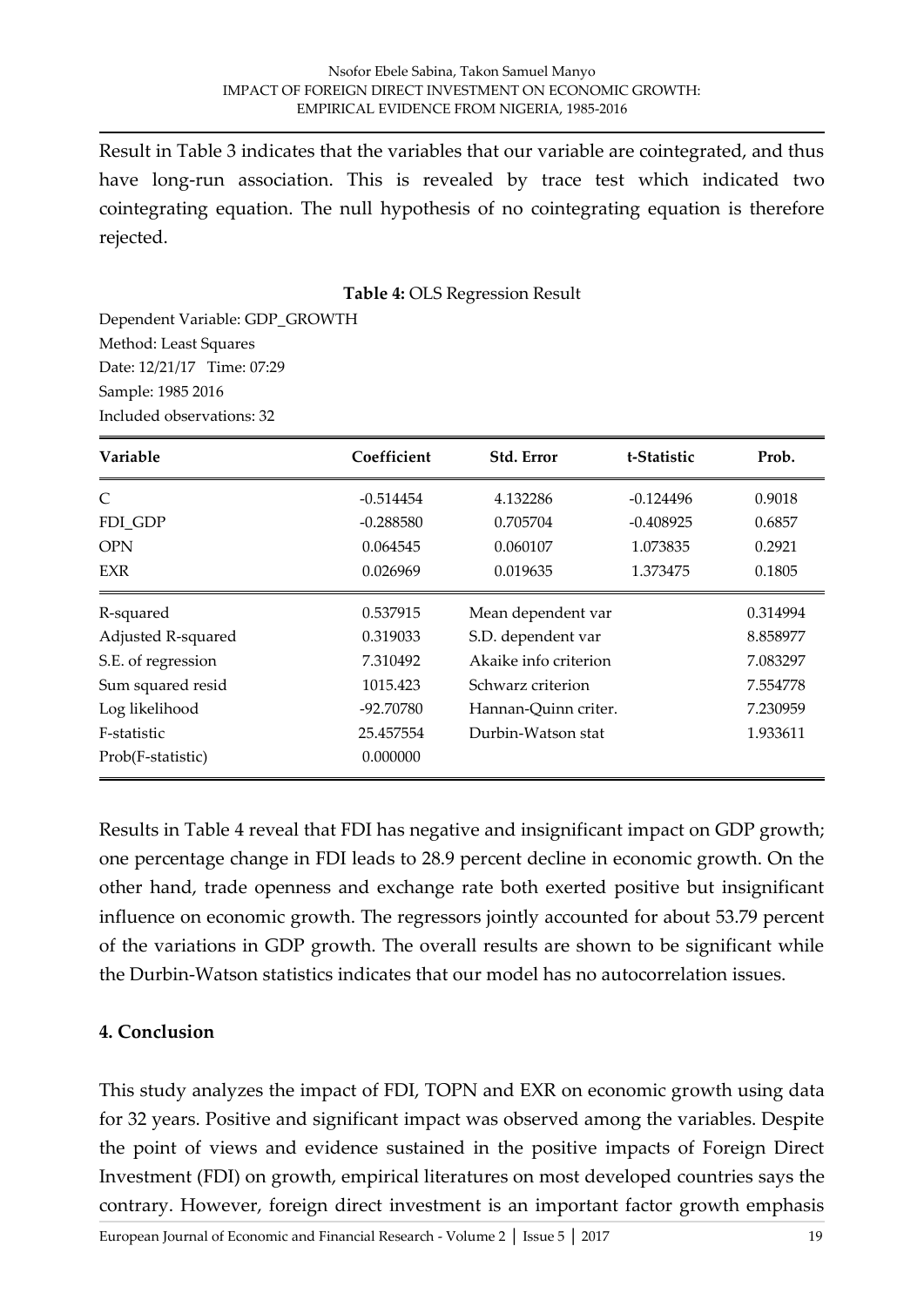Result in Table 3 indicates that the variables that our variable are cointegrated, and thus have long-run association. This is revealed by trace test which indicated two cointegrating equation. The null hypothesis of no cointegrating equation is therefore rejected.

**Table 4:** OLS Regression Result

Dependent Variable: GDP_GROWTH
Method: Least Squares
Date: 12/21/17 Time: 07:29
Sample: 1985 2016
Included observations: 32

| Variable | Coefficient | Std. Error | t-Statistic | Prob. |
|---|---|---|---|---|
| C | -0.514454 | 4.132286 | -0.124496 | 0.9018 |
| FDI_GDP | -0.288580 | 0.705704 | -0.408925 | 0.6857 |
| OPN | 0.064545 | 0.060107 | 1.073835 | 0.2921 |
| EXR | 0.026969 | 0.019635 | 1.373475 | 0.1805 |
| R-squared | 0.537915 | Mean dependent var | | 0.314994 |
| Adjusted R-squared | 0.319033 | S.D. dependent var | | 8.858977 |
| S.E. of regression | 7.310492 | Akaike info criterion | | 7.083297 |
| Sum squared resid | 1015.423 | Schwarz criterion | | 7.554778 |
| Log likelihood | -92.70780 | Hannan-Quinn criter. | | 7.230959 |
| F-statistic | 25.457554 | Durbin-Watson stat | | 1.933611 |
| Prob(F-statistic) | 0.000000 | | | |

Results in Table 4 reveal that FDI has negative and insignificant impact on GDP growth; one percentage change in FDI leads to 28.9 percent decline in economic growth. On the other hand, trade openness and exchange rate both exerted positive but insignificant influence on economic growth. The regressors jointly accounted for about 53.79 percent of the variations in GDP growth. The overall results are shown to be significant while the Durbin-Watson statistics indicates that our model has no autocorrelation issues.

## 4. Conclusion

This study analyzes the impact of FDI, TOPN and EXR on economic growth using data for 32 years. Positive and significant impact was observed among the variables. Despite the point of views and evidence sustained in the positive impacts of Foreign Direct Investment (FDI) on growth, empirical literatures on most developed countries says the contrary. However, foreign direct investment is an important factor growth emphasis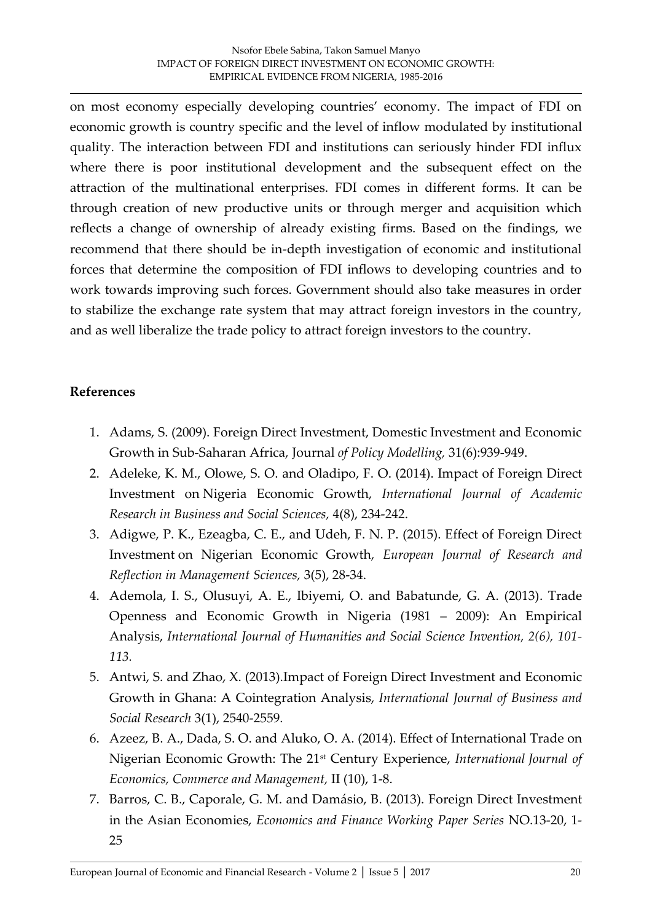on most economy especially developing countries' economy. The impact of FDI on economic growth is country specific and the level of inflow modulated by institutional quality. The interaction between FDI and institutions can seriously hinder FDI influx where there is poor institutional development and the subsequent effect on the attraction of the multinational enterprises. FDI comes in different forms. It can be through creation of new productive units or through merger and acquisition which reflects a change of ownership of already existing firms. Based on the findings, we recommend that there should be in-depth investigation of economic and institutional forces that determine the composition of FDI inflows to developing countries and to work towards improving such forces. Government should also take measures in order to stabilize the exchange rate system that may attract foreign investors in the country, and as well liberalize the trade policy to attract foreign investors to the country.

## References

1. Adams, S. (2009). Foreign Direct Investment, Domestic Investment and Economic Growth in Sub-Saharan Africa, Journal *of Policy Modelling,* 31(6):939-949.
2. Adeleke, K. M., Olowe, S. O. and Oladipo, F. O. (2014). Impact of Foreign Direct Investment on Nigeria Economic Growth, *International Journal of Academic Research in Business and Social Sciences,* 4(8), 234-242.
3. Adigwe, P. K., Ezeagba, C. E., and Udeh, F. N. P. (2015). Effect of Foreign Direct Investment on Nigerian Economic Growth, *European Journal of Research and Reflection in Management Sciences,* 3(5), 28-34.
4. Ademola, I. S., Olusuyi, A. E., Ibiyemi, O. and Babatunde, G. A. (2013). Trade Openness and Economic Growth in Nigeria (1981 – 2009): An Empirical Analysis, *International Journal of Humanities and Social Science Invention, 2(6), 101-113.*
5. Antwi, S. and Zhao, X. (2013).Impact of Foreign Direct Investment and Economic Growth in Ghana: A Cointegration Analysis, *International Journal of Business and Social Research* 3(1), 2540-2559.
6. Azeez, B. A., Dada, S. O. and Aluko, O. A. (2014). Effect of International Trade on Nigerian Economic Growth: The 21st Century Experience, *International Journal of Economics, Commerce and Management,* II (10), 1-8.
7. Barros, C. B., Caporale, G. M. and Damásio, B. (2013). Foreign Direct Investment in the Asian Economies, *Economics and Finance Working Paper Series* NO.13-20, 1-25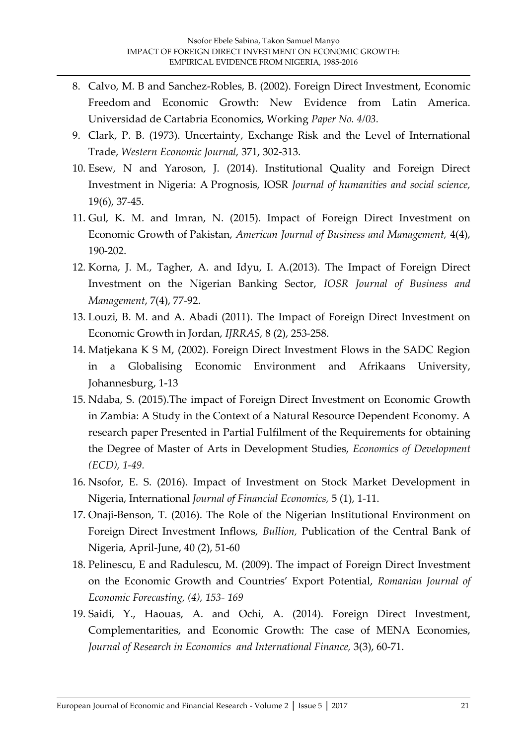8. Calvo, M. B and Sanchez-Robles, B. (2002). Foreign Direct Investment, Economic Freedom and Economic Growth: New Evidence from Latin America. Universidad de Cartabria Economics, Working *Paper No. 4/03.*
9. Clark, P. B. (1973). Uncertainty, Exchange Risk and the Level of International Trade, *Western Economic Journal,* 371, 302-313.
10. Esew, N and Yaroson, J. (2014). Institutional Quality and Foreign Direct Investment in Nigeria: A Prognosis, IOSR *Journal of humanities and social science,* 19(6), 37-45.
11. Gul, K. M. and Imran, N. (2015). Impact of Foreign Direct Investment on Economic Growth of Pakistan, *American Journal of Business and Management,* 4(4), 190-202.
12. Korna, J. M., Tagher, A. and Idyu, I. A.(2013). The Impact of Foreign Direct Investment on the Nigerian Banking Sector, *IOSR Journal of Business and Management*, 7(4), 77-92.
13. Louzi, B. M. and A. Abadi (2011). The Impact of Foreign Direct Investment on Economic Growth in Jordan, *IJRRAS,* 8 (2), 253-258.
14. Matjekana K S M, (2002). Foreign Direct Investment Flows in the SADC Region in a Globalising Economic Environment and Afrikaans University, Johannesburg, 1-13
15. Ndaba, S. (2015).The impact of Foreign Direct Investment on Economic Growth in Zambia: A Study in the Context of a Natural Resource Dependent Economy. A research paper Presented in Partial Fulfilment of the Requirements for obtaining the Degree of Master of Arts in Development Studies, *Economics of Development (ECD), 1-49.*
16. Nsofor, E. S. (2016). Impact of Investment on Stock Market Development in Nigeria, International *Journal of Financial Economics,* 5 (1), 1-11.
17. Onaji-Benson, T. (2016). The Role of the Nigerian Institutional Environment on Foreign Direct Investment Inflows, *Bullion,* Publication of the Central Bank of Nigeria, April-June, 40 (2), 51-60
18. Pelinescu, E and Radulescu, M. (2009). The impact of Foreign Direct Investment on the Economic Growth and Countries' Export Potential, *Romanian Journal of Economic Forecasting, (4), 153- 169*
19. Saidi, Y., Haouas, A. and Ochi, A. (2014). Foreign Direct Investment, Complementarities, and Economic Growth: The case of MENA Economies, *Journal of Research in Economics and International Finance,* 3(3), 60-71.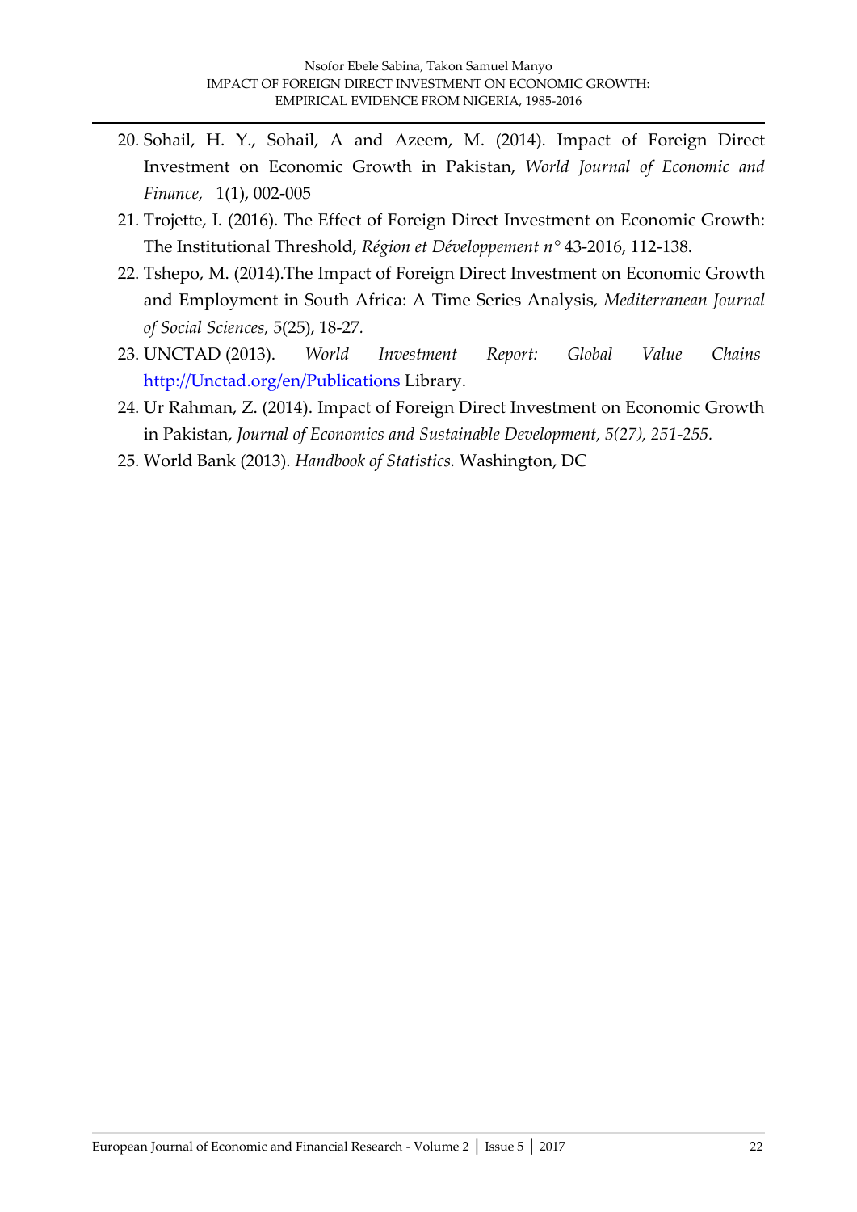20. Sohail, H. Y., Sohail, A and Azeem, M. (2014). Impact of Foreign Direct Investment on Economic Growth in Pakistan, *World Journal of Economic and Finance,* 1(1), 002-005
21. Trojette, I. (2016). The Effect of Foreign Direct Investment on Economic Growth: The Institutional Threshold, *Région et Développement n°* 43-2016, 112-138.
22. Tshepo, M. (2014).The Impact of Foreign Direct Investment on Economic Growth and Employment in South Africa: A Time Series Analysis, *Mediterranean Journal of Social Sciences,* 5(25), 18-27.
23. UNCTAD (2013). *World Investment Report: Global Value Chains* [http://Unctad.org/en/Publications](http://Unctad.org/en/Publications) Library.
24. Ur Rahman, Z. (2014). Impact of Foreign Direct Investment on Economic Growth in Pakistan, *Journal of Economics and Sustainable Development, 5(27), 251-255.*
25. World Bank (2013). *Handbook of Statistics.* Washington, DC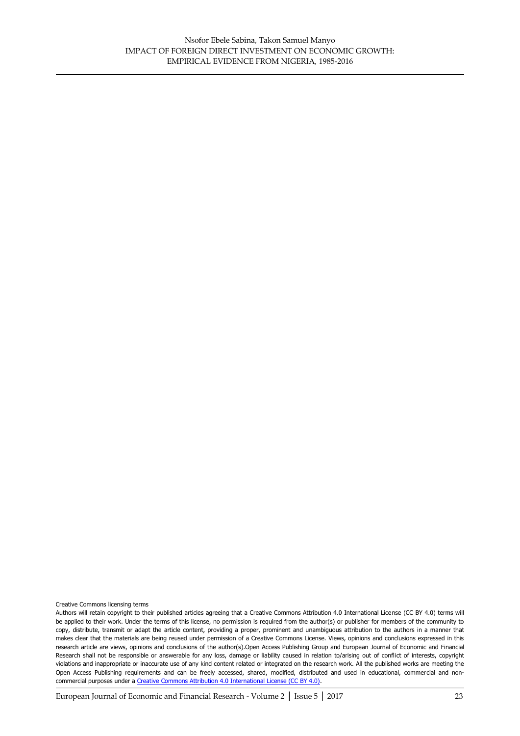Creative Commons licensing terms

Authors will retain copyright to their published articles agreeing that a Creative Commons Attribution 4.0 International License (CC BY 4.0) terms will be applied to their work. Under the terms of this license, no permission is required from the author(s) or publisher for members of the community to copy, distribute, transmit or adapt the article content, providing a proper, prominent and unambiguous attribution to the authors in a manner that makes clear that the materials are being reused under permission of a Creative Commons License. Views, opinions and conclusions expressed in this research article are views, opinions and conclusions of the author(s).Open Access Publishing Group and European Journal of Economic and Financial Research shall not be responsible or answerable for any loss, damage or liability caused in relation to/arising out of conflict of interests, copyright violations and inappropriate or inaccurate use of any kind content related or integrated on the research work. All the published works are meeting the Open Access Publishing requirements and can be freely accessed, shared, modified, distributed and used in educational, commercial and non-commercial purposes under a [Creative Commons Attribution 4.0 International License (CC BY 4.0)](https://creativecommons.org/licenses/by/4.0/).